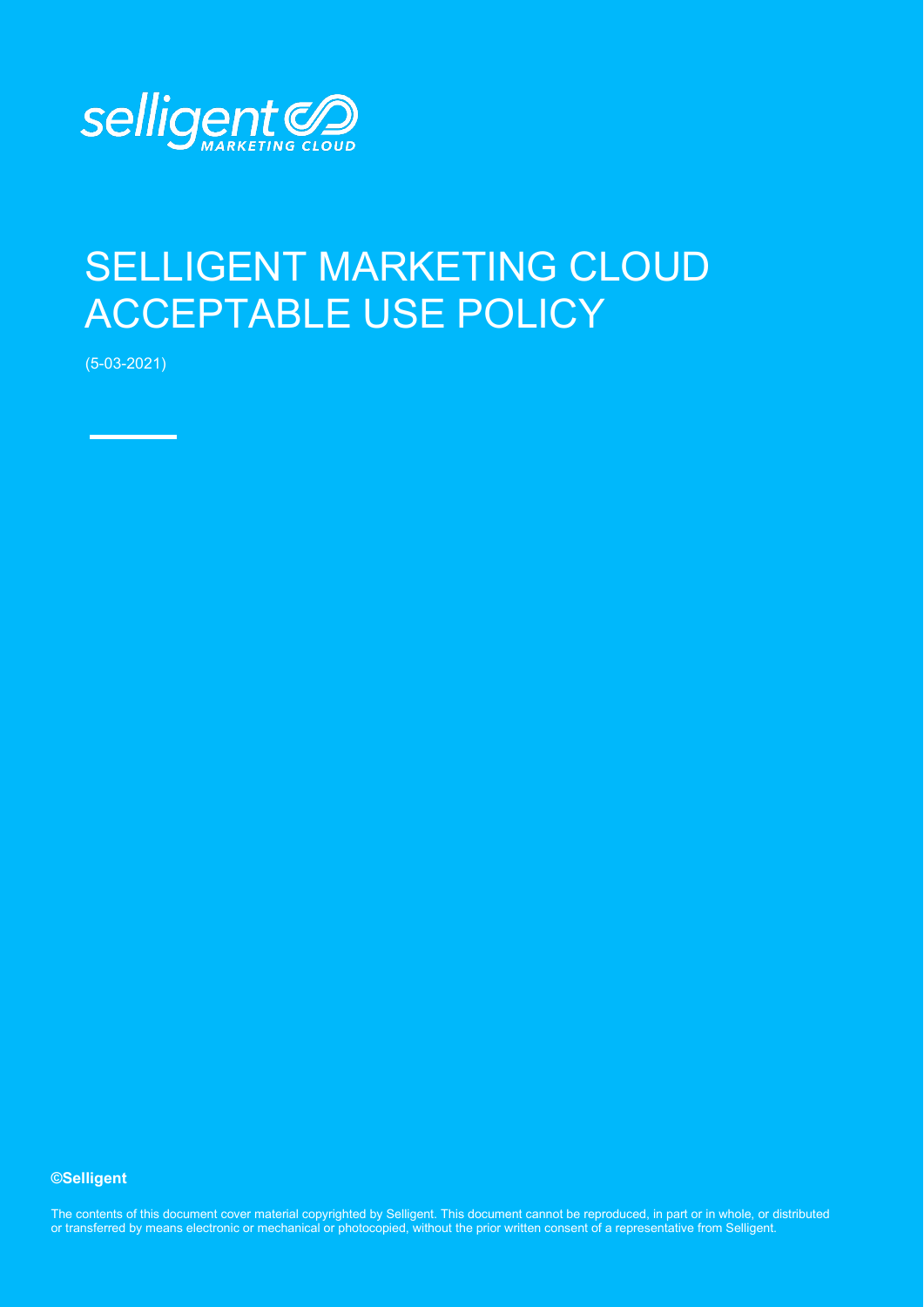selligent MARKETING CLOUD

# SELLIGENT MARKETING CLOUD ACCEPTABLE USE POLICY

(5-03-2021)

**©Selligent**

The contents of this document cover material copyrighted by Selligent. This document cannot be reproduced, in part or in whole, or distributed or transferred by means electronic or mechanical or photocopied, without the prior written consent of a representative from Selligent.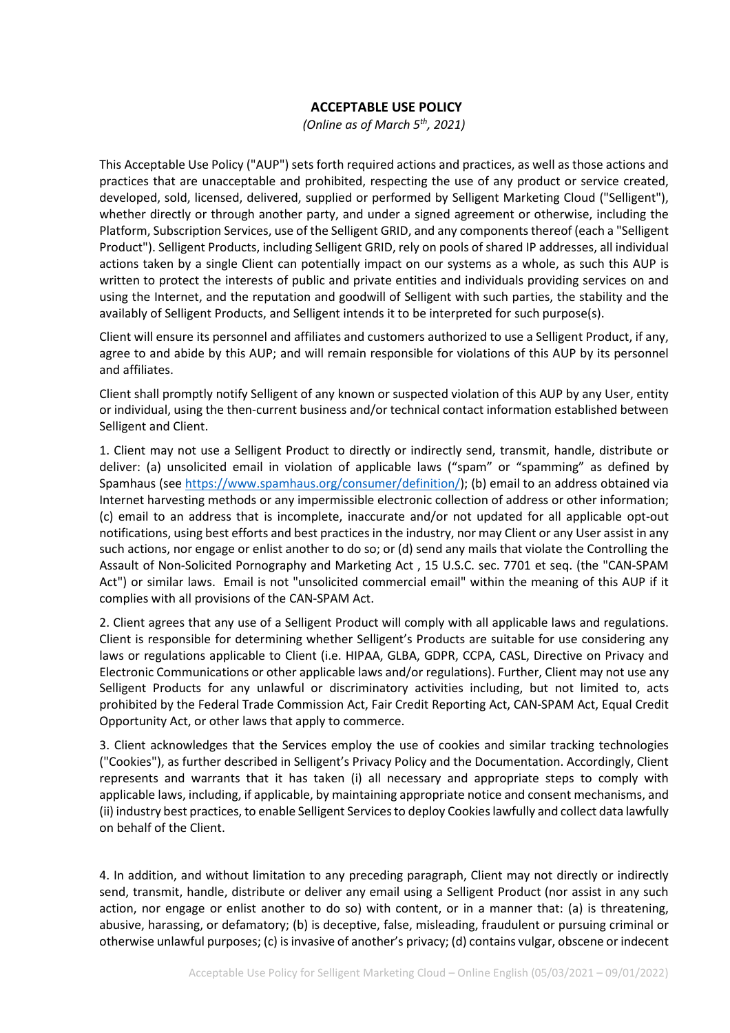## ACCEPTABLE USE POLICY

*(Online as of March 5th, 2021)*

This Acceptable Use Policy ("AUP") sets forth required actions and practices, as well as those actions and practices that are unacceptable and prohibited, respecting the use of any product or service created, developed, sold, licensed, delivered, supplied or performed by Selligent Marketing Cloud ("Selligent"), whether directly or through another party, and under a signed agreement or otherwise, including the Platform, Subscription Services, use of the Selligent GRID, and any components thereof (each a "Selligent Product"). Selligent Products, including Selligent GRID, rely on pools of shared IP addresses, all individual actions taken by a single Client can potentially impact on our systems as a whole, as such this AUP is written to protect the interests of public and private entities and individuals providing services on and using the Internet, and the reputation and goodwill of Selligent with such parties, the stability and the availably of Selligent Products, and Selligent intends it to be interpreted for such purpose(s).

Client will ensure its personnel and affiliates and customers authorized to use a Selligent Product, if any, agree to and abide by this AUP; and will remain responsible for violations of this AUP by its personnel and affiliates.

Client shall promptly notify Selligent of any known or suspected violation of this AUP by any User, entity or individual, using the then-current business and/or technical contact information established between Selligent and Client.

1. Client may not use a Selligent Product to directly or indirectly send, transmit, handle, distribute or deliver: (a) unsolicited email in violation of applicable laws ("spam" or "spamming" as defined by Spamhaus (see https://www.spamhaus.org/consumer/definition/); (b) email to an address obtained via Internet harvesting methods or any impermissible electronic collection of address or other information; (c) email to an address that is incomplete, inaccurate and/or not updated for all applicable opt-out notifications, using best efforts and best practices in the industry, nor may Client or any User assist in any such actions, nor engage or enlist another to do so; or (d) send any mails that violate the Controlling the Assault of Non-Solicited Pornography and Marketing Act , 15 U.S.C. sec. 7701 et seq. (the "CAN-SPAM Act") or similar laws. Email is not "unsolicited commercial email" within the meaning of this AUP if it complies with all provisions of the CAN-SPAM Act.

2. Client agrees that any use of a Selligent Product will comply with all applicable laws and regulations. Client is responsible for determining whether Selligent's Products are suitable for use considering any laws or regulations applicable to Client (i.e. HIPAA, GLBA, GDPR, CCPA, CASL, Directive on Privacy and Electronic Communications or other applicable laws and/or regulations). Further, Client may not use any Selligent Products for any unlawful or discriminatory activities including, but not limited to, acts prohibited by the Federal Trade Commission Act, Fair Credit Reporting Act, CAN-SPAM Act, Equal Credit Opportunity Act, or other laws that apply to commerce.

3. Client acknowledges that the Services employ the use of cookies and similar tracking technologies ("Cookies"), as further described in Selligent's Privacy Policy and the Documentation. Accordingly, Client represents and warrants that it has taken (i) all necessary and appropriate steps to comply with applicable laws, including, if applicable, by maintaining appropriate notice and consent mechanisms, and (ii) industry best practices, to enable Selligent Services to deploy Cookies lawfully and collect data lawfully on behalf of the Client.

4. In addition, and without limitation to any preceding paragraph, Client may not directly or indirectly send, transmit, handle, distribute or deliver any email using a Selligent Product (nor assist in any such action, nor engage or enlist another to do so) with content, or in a manner that: (a) is threatening, abusive, harassing, or defamatory; (b) is deceptive, false, misleading, fraudulent or pursuing criminal or otherwise unlawful purposes; (c) is invasive of another's privacy; (d) contains vulgar, obscene or indecent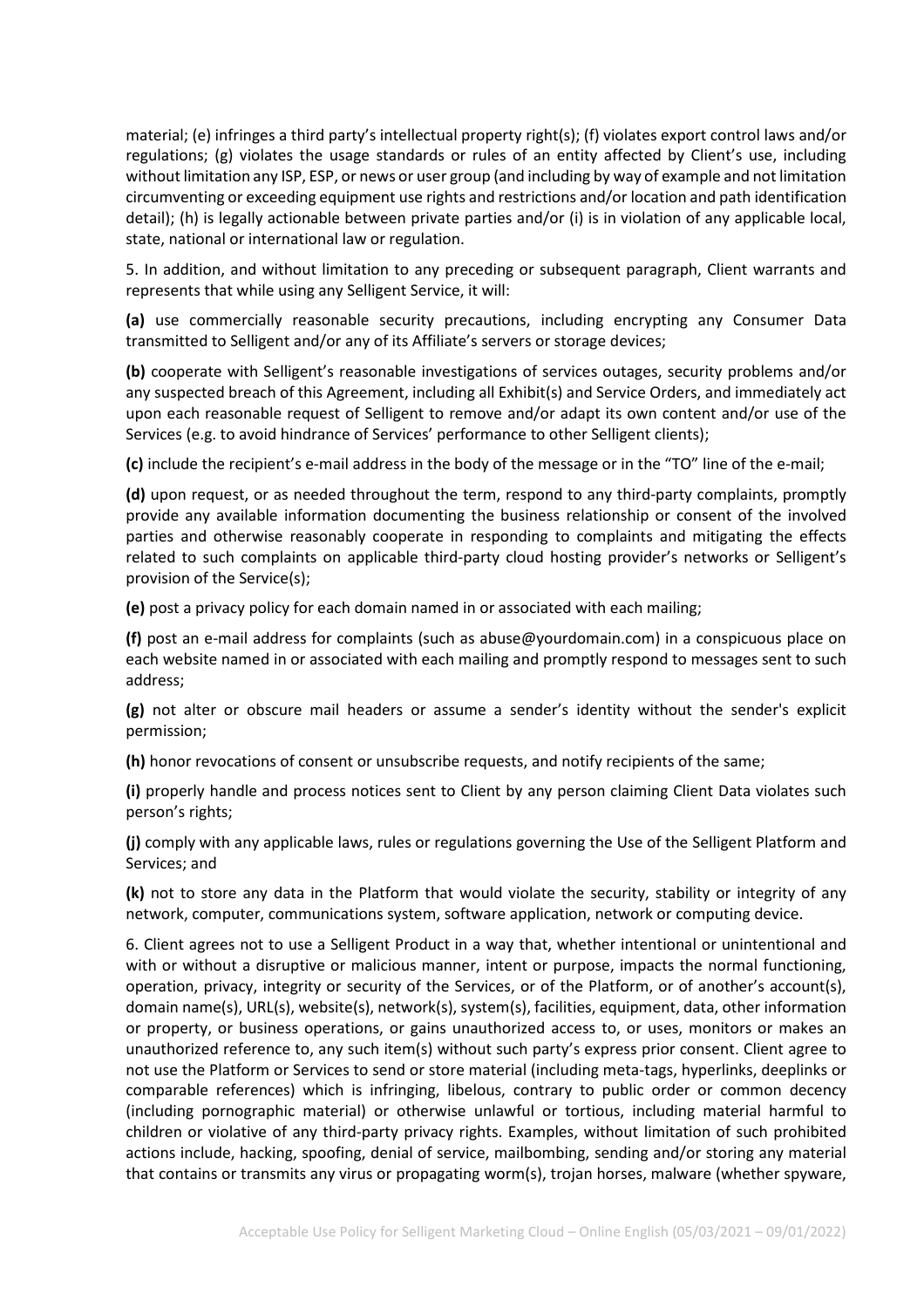material; (e) infringes a third party's intellectual property right(s); (f) violates export control laws and/or regulations; (g) violates the usage standards or rules of an entity affected by Client's use, including without limitation any ISP, ESP, or news or user group (and including by way of example and not limitation circumventing or exceeding equipment use rights and restrictions and/or location and path identification detail); (h) is legally actionable between private parties and/or (i) is in violation of any applicable local, state, national or international law or regulation.

5. In addition, and without limitation to any preceding or subsequent paragraph, Client warrants and represents that while using any Selligent Service, it will:

**(a)** use commercially reasonable security precautions, including encrypting any Consumer Data transmitted to Selligent and/or any of its Affiliate's servers or storage devices;

**(b)** cooperate with Selligent's reasonable investigations of services outages, security problems and/or any suspected breach of this Agreement, including all Exhibit(s) and Service Orders, and immediately act upon each reasonable request of Selligent to remove and/or adapt its own content and/or use of the Services (e.g. to avoid hindrance of Services' performance to other Selligent clients);

**(c)** include the recipient's e-mail address in the body of the message or in the "TO" line of the e-mail;

**(d)** upon request, or as needed throughout the term, respond to any third-party complaints, promptly provide any available information documenting the business relationship or consent of the involved parties and otherwise reasonably cooperate in responding to complaints and mitigating the effects related to such complaints on applicable third-party cloud hosting provider's networks or Selligent's provision of the Service(s);

**(e)** post a privacy policy for each domain named in or associated with each mailing;

**(f)** post an e-mail address for complaints (such as abuse@yourdomain.com) in a conspicuous place on each website named in or associated with each mailing and promptly respond to messages sent to such address;

**(g)** not alter or obscure mail headers or assume a sender's identity without the sender's explicit permission;

**(h)** honor revocations of consent or unsubscribe requests, and notify recipients of the same;

**(i)** properly handle and process notices sent to Client by any person claiming Client Data violates such person's rights;

**(j)** comply with any applicable laws, rules or regulations governing the Use of the Selligent Platform and Services; and

**(k)** not to store any data in the Platform that would violate the security, stability or integrity of any network, computer, communications system, software application, network or computing device.

6. Client agrees not to use a Selligent Product in a way that, whether intentional or unintentional and with or without a disruptive or malicious manner, intent or purpose, impacts the normal functioning, operation, privacy, integrity or security of the Services, or of the Platform, or of another's account(s), domain name(s), URL(s), website(s), network(s), system(s), facilities, equipment, data, other information or property, or business operations, or gains unauthorized access to, or uses, monitors or makes an unauthorized reference to, any such item(s) without such party's express prior consent. Client agree to not use the Platform or Services to send or store material (including meta-tags, hyperlinks, deeplinks or comparable references) which is infringing, libelous, contrary to public order or common decency (including pornographic material) or otherwise unlawful or tortious, including material harmful to children or violative of any third-party privacy rights. Examples, without limitation of such prohibited actions include, hacking, spoofing, denial of service, mailbombing, sending and/or storing any material that contains or transmits any virus or propagating worm(s), trojan horses, malware (whether spyware,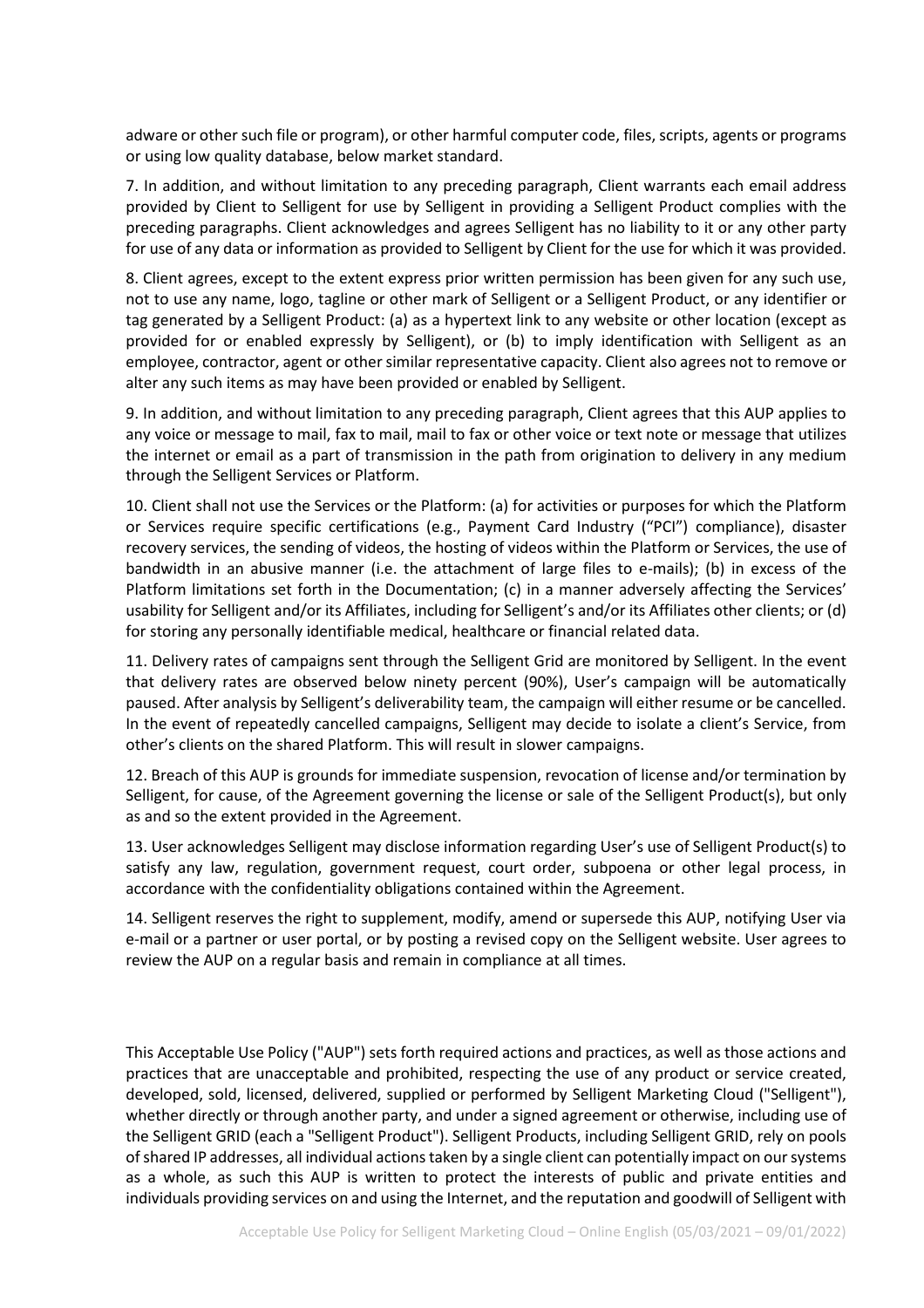adware or other such file or program), or other harmful computer code, files, scripts, agents or programs or using low quality database, below market standard.

7. In addition, and without limitation to any preceding paragraph, Client warrants each email address provided by Client to Selligent for use by Selligent in providing a Selligent Product complies with the preceding paragraphs. Client acknowledges and agrees Selligent has no liability to it or any other party for use of any data or information as provided to Selligent by Client for the use for which it was provided.

8. Client agrees, except to the extent express prior written permission has been given for any such use, not to use any name, logo, tagline or other mark of Selligent or a Selligent Product, or any identifier or tag generated by a Selligent Product: (a) as a hypertext link to any website or other location (except as provided for or enabled expressly by Selligent), or (b) to imply identification with Selligent as an employee, contractor, agent or other similar representative capacity. Client also agrees not to remove or alter any such items as may have been provided or enabled by Selligent.

9. In addition, and without limitation to any preceding paragraph, Client agrees that this AUP applies to any voice or message to mail, fax to mail, mail to fax or other voice or text note or message that utilizes the internet or email as a part of transmission in the path from origination to delivery in any medium through the Selligent Services or Platform.

10. Client shall not use the Services or the Platform: (a) for activities or purposes for which the Platform or Services require specific certifications (e.g., Payment Card Industry ("PCI") compliance), disaster recovery services, the sending of videos, the hosting of videos within the Platform or Services, the use of bandwidth in an abusive manner (i.e. the attachment of large files to e-mails); (b) in excess of the Platform limitations set forth in the Documentation; (c) in a manner adversely affecting the Services' usability for Selligent and/or its Affiliates, including for Selligent's and/or its Affiliates other clients; or (d) for storing any personally identifiable medical, healthcare or financial related data.

11. Delivery rates of campaigns sent through the Selligent Grid are monitored by Selligent. In the event that delivery rates are observed below ninety percent (90%), User's campaign will be automatically paused. After analysis by Selligent's deliverability team, the campaign will either resume or be cancelled. In the event of repeatedly cancelled campaigns, Selligent may decide to isolate a client's Service, from other's clients on the shared Platform. This will result in slower campaigns.

12. Breach of this AUP is grounds for immediate suspension, revocation of license and/or termination by Selligent, for cause, of the Agreement governing the license or sale of the Selligent Product(s), but only as and so the extent provided in the Agreement.

13. User acknowledges Selligent may disclose information regarding User's use of Selligent Product(s) to satisfy any law, regulation, government request, court order, subpoena or other legal process, in accordance with the confidentiality obligations contained within the Agreement.

14. Selligent reserves the right to supplement, modify, amend or supersede this AUP, notifying User via e-mail or a partner or user portal, or by posting a revised copy on the Selligent website. User agrees to review the AUP on a regular basis and remain in compliance at all times.

This Acceptable Use Policy ("AUP") sets forth required actions and practices, as well as those actions and practices that are unacceptable and prohibited, respecting the use of any product or service created, developed, sold, licensed, delivered, supplied or performed by Selligent Marketing Cloud ("Selligent"), whether directly or through another party, and under a signed agreement or otherwise, including use of the Selligent GRID (each a "Selligent Product"). Selligent Products, including Selligent GRID, rely on pools of shared IP addresses, all individual actions taken by a single client can potentially impact on our systems as a whole, as such this AUP is written to protect the interests of public and private entities and individuals providing services on and using the Internet, and the reputation and goodwill of Selligent with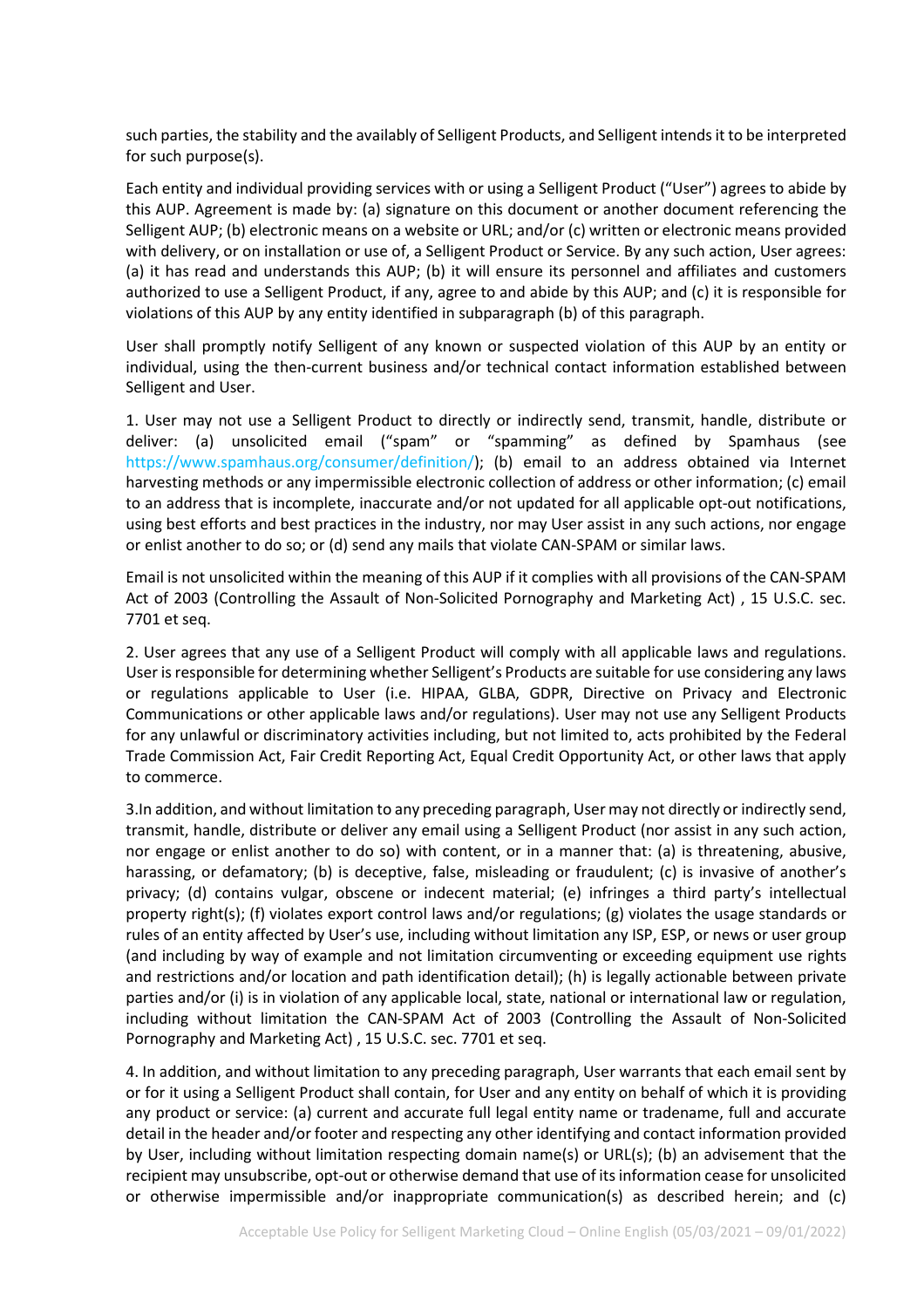such parties, the stability and the availably of Selligent Products, and Selligent intends it to be interpreted for such purpose(s).

Each entity and individual providing services with or using a Selligent Product ("User") agrees to abide by this AUP. Agreement is made by: (a) signature on this document or another document referencing the Selligent AUP; (b) electronic means on a website or URL; and/or (c) written or electronic means provided with delivery, or on installation or use of, a Selligent Product or Service. By any such action, User agrees: (a) it has read and understands this AUP; (b) it will ensure its personnel and affiliates and customers authorized to use a Selligent Product, if any, agree to and abide by this AUP; and (c) it is responsible for violations of this AUP by any entity identified in subparagraph (b) of this paragraph.

User shall promptly notify Selligent of any known or suspected violation of this AUP by an entity or individual, using the then-current business and/or technical contact information established between Selligent and User.

1. User may not use a Selligent Product to directly or indirectly send, transmit, handle, distribute or deliver: (a) unsolicited email ("spam" or "spamming" as defined by Spamhaus (see https://www.spamhaus.org/consumer/definition/); (b) email to an address obtained via Internet harvesting methods or any impermissible electronic collection of address or other information; (c) email to an address that is incomplete, inaccurate and/or not updated for all applicable opt-out notifications, using best efforts and best practices in the industry, nor may User assist in any such actions, nor engage or enlist another to do so; or (d) send any mails that violate CAN-SPAM or similar laws.

Email is not unsolicited within the meaning of this AUP if it complies with all provisions of the CAN-SPAM Act of 2003 (Controlling the Assault of Non-Solicited Pornography and Marketing Act) , 15 U.S.C. sec. 7701 et seq.

2. User agrees that any use of a Selligent Product will comply with all applicable laws and regulations. User is responsible for determining whether Selligent's Products are suitable for use considering any laws or regulations applicable to User (i.e. HIPAA, GLBA, GDPR, Directive on Privacy and Electronic Communications or other applicable laws and/or regulations). User may not use any Selligent Products for any unlawful or discriminatory activities including, but not limited to, acts prohibited by the Federal Trade Commission Act, Fair Credit Reporting Act, Equal Credit Opportunity Act, or other laws that apply to commerce.

3.In addition, and without limitation to any preceding paragraph, User may not directly or indirectly send, transmit, handle, distribute or deliver any email using a Selligent Product (nor assist in any such action, nor engage or enlist another to do so) with content, or in a manner that: (a) is threatening, abusive, harassing, or defamatory; (b) is deceptive, false, misleading or fraudulent; (c) is invasive of another's privacy; (d) contains vulgar, obscene or indecent material; (e) infringes a third party's intellectual property right(s); (f) violates export control laws and/or regulations; (g) violates the usage standards or rules of an entity affected by User's use, including without limitation any ISP, ESP, or news or user group (and including by way of example and not limitation circumventing or exceeding equipment use rights and restrictions and/or location and path identification detail); (h) is legally actionable between private parties and/or (i) is in violation of any applicable local, state, national or international law or regulation, including without limitation the CAN-SPAM Act of 2003 (Controlling the Assault of Non-Solicited Pornography and Marketing Act) , 15 U.S.C. sec. 7701 et seq.

4. In addition, and without limitation to any preceding paragraph, User warrants that each email sent by or for it using a Selligent Product shall contain, for User and any entity on behalf of which it is providing any product or service: (a) current and accurate full legal entity name or tradename, full and accurate detail in the header and/or footer and respecting any other identifying and contact information provided by User, including without limitation respecting domain name(s) or URL(s); (b) an advisement that the recipient may unsubscribe, opt-out or otherwise demand that use of its information cease for unsolicited or otherwise impermissible and/or inappropriate communication(s) as described herein; and (c)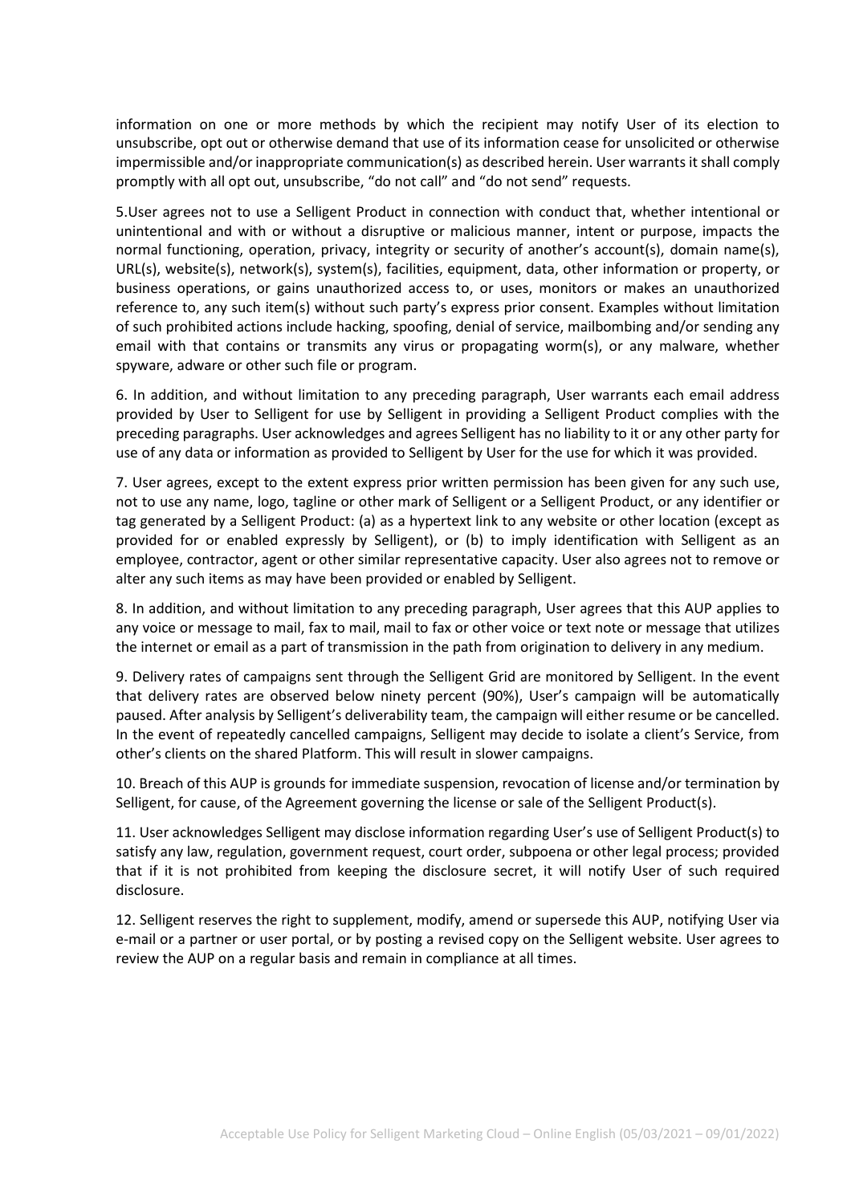information on one or more methods by which the recipient may notify User of its election to unsubscribe, opt out or otherwise demand that use of its information cease for unsolicited or otherwise impermissible and/or inappropriate communication(s) as described herein. User warrants it shall comply promptly with all opt out, unsubscribe, "do not call" and "do not send" requests.

5.User agrees not to use a Selligent Product in connection with conduct that, whether intentional or unintentional and with or without a disruptive or malicious manner, intent or purpose, impacts the normal functioning, operation, privacy, integrity or security of another's account(s), domain name(s), URL(s), website(s), network(s), system(s), facilities, equipment, data, other information or property, or business operations, or gains unauthorized access to, or uses, monitors or makes an unauthorized reference to, any such item(s) without such party's express prior consent. Examples without limitation of such prohibited actions include hacking, spoofing, denial of service, mailbombing and/or sending any email with that contains or transmits any virus or propagating worm(s), or any malware, whether spyware, adware or other such file or program.

6. In addition, and without limitation to any preceding paragraph, User warrants each email address provided by User to Selligent for use by Selligent in providing a Selligent Product complies with the preceding paragraphs. User acknowledges and agrees Selligent has no liability to it or any other party for use of any data or information as provided to Selligent by User for the use for which it was provided.

7. User agrees, except to the extent express prior written permission has been given for any such use, not to use any name, logo, tagline or other mark of Selligent or a Selligent Product, or any identifier or tag generated by a Selligent Product: (a) as a hypertext link to any website or other location (except as provided for or enabled expressly by Selligent), or (b) to imply identification with Selligent as an employee, contractor, agent or other similar representative capacity. User also agrees not to remove or alter any such items as may have been provided or enabled by Selligent.

8. In addition, and without limitation to any preceding paragraph, User agrees that this AUP applies to any voice or message to mail, fax to mail, mail to fax or other voice or text note or message that utilizes the internet or email as a part of transmission in the path from origination to delivery in any medium.

9. Delivery rates of campaigns sent through the Selligent Grid are monitored by Selligent. In the event that delivery rates are observed below ninety percent (90%), User's campaign will be automatically paused. After analysis by Selligent's deliverability team, the campaign will either resume or be cancelled. In the event of repeatedly cancelled campaigns, Selligent may decide to isolate a client's Service, from other's clients on the shared Platform. This will result in slower campaigns.

10. Breach of this AUP is grounds for immediate suspension, revocation of license and/or termination by Selligent, for cause, of the Agreement governing the license or sale of the Selligent Product(s).

11. User acknowledges Selligent may disclose information regarding User's use of Selligent Product(s) to satisfy any law, regulation, government request, court order, subpoena or other legal process; provided that if it is not prohibited from keeping the disclosure secret, it will notify User of such required disclosure.

12. Selligent reserves the right to supplement, modify, amend or supersede this AUP, notifying User via e-mail or a partner or user portal, or by posting a revised copy on the Selligent website. User agrees to review the AUP on a regular basis and remain in compliance at all times.